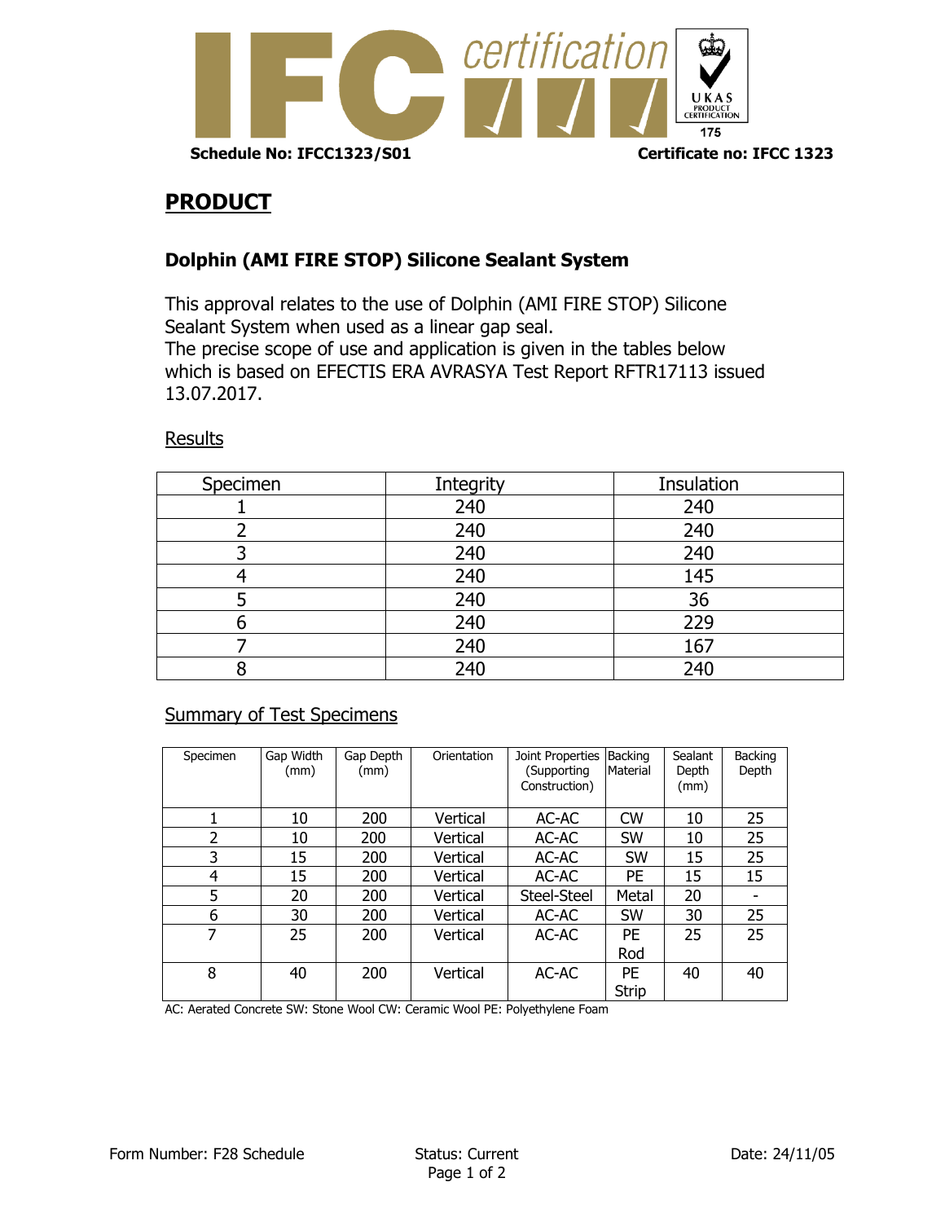Schedule No: IFCC1323/S01

Certificate no: IFCC 1323

# PRODUCT

### Dolphin (AMI FIRE STOP) Silicone Sealant System

This approval relates to the use of Dolphin (AMI FIRE STOP) Silicone Sealant System when used as a linear gap seal.
The precise scope of use and application is given in the tables below which is based on EFECTIS ERA AVRASYA Test Report RFTR17113 issued 13.07.2017.

Results

| Specimen | Integrity | Insulation |
|---|---|---|
| 1 | 240 | 240 |
| 2 | 240 | 240 |
| 3 | 240 | 240 |
| 4 | 240 | 145 |
| 5 | 240 | 36 |
| 6 | 240 | 229 |
| 7 | 240 | 167 |
| 8 | 240 | 240 |

Summary of Test Specimens

| Specimen | Gap Width (mm) | Gap Depth (mm) | Orientation | Joint Properties (Supporting Construction) | Backing Material | Sealant Depth (mm) | Backing Depth |
|---|---|---|---|---|---|---|---|
| 1 | 10 | 200 | Vertical | AC-AC | CW | 10 | 25 |
| 2 | 10 | 200 | Vertical | AC-AC | SW | 10 | 25 |
| 3 | 15 | 200 | Vertical | AC-AC | SW | 15 | 25 |
| 4 | 15 | 200 | Vertical | AC-AC | PE | 15 | 15 |
| 5 | 20 | 200 | Vertical | Steel-Steel | Metal | 20 | - |
| 6 | 30 | 200 | Vertical | AC-AC | SW | 30 | 25 |
| 7 | 25 | 200 | Vertical | AC-AC | PE Rod | 25 | 25 |
| 8 | 40 | 200 | Vertical | AC-AC | PE Strip | 40 | 40 |

AC: Aerated Concrete SW: Stone Wool CW: Ceramic Wool PE: Polyethylene Foam

Form Number: F28 Schedule Status: Current Date: 24/11/05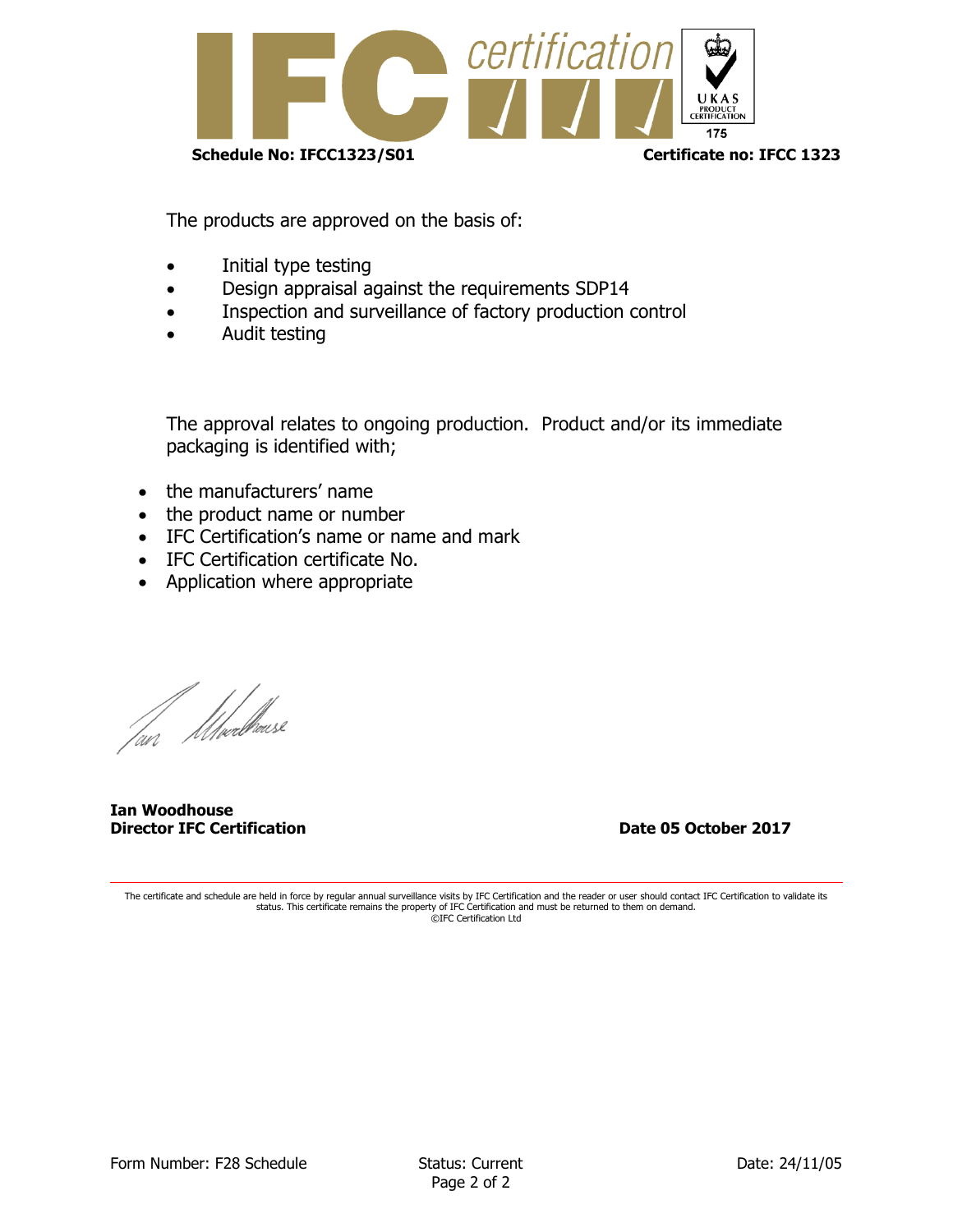**Schedule No: IFCC1323/S01** **Certificate no: IFCC 1323**

The products are approved on the basis of:

- Initial type testing
- Design appraisal against the requirements SDP14
- Inspection and surveillance of factory production control
- Audit testing

The approval relates to ongoing production. Product and/or its immediate packaging is identified with;

- the manufacturers' name
- the product name or number
- IFC Certification's name or name and mark
- IFC Certification certificate No.
- Application where appropriate

**Ian Woodhouse**
**Director IFC Certification**

**Date 05 October 2017**

The certificate and schedule are held in force by regular annual surveillance visits by IFC Certification and the reader or user should contact IFC Certification to validate its status. This certificate remains the property of IFC Certification and must be returned to them on demand.
©IFC Certification Ltd

Form Number: F28 Schedule Status: Current Date: 24/11/05